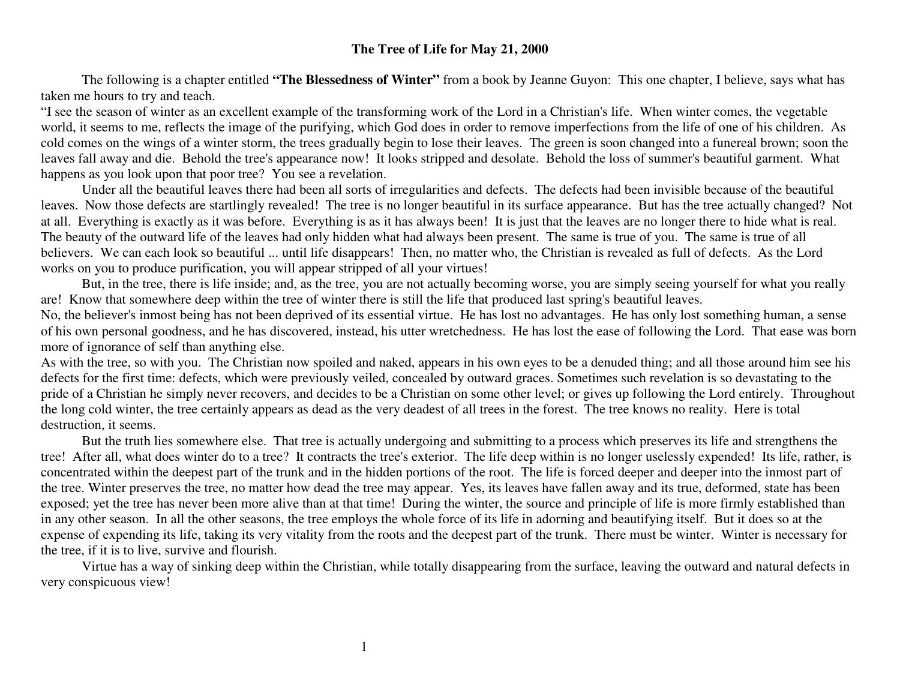# The Tree of Life for May 21, 2000

The following is a chapter entitled **"The Blessedness of Winter"** from a book by Jeanne Guyon: This one chapter, I believe, says what has taken me hours to try and teach.

"I see the season of winter as an excellent example of the transforming work of the Lord in a Christian's life. When winter comes, the vegetable world, it seems to me, reflects the image of the purifying, which God does in order to remove imperfections from the life of one of his children. As cold comes on the wings of a winter storm, the trees gradually begin to lose their leaves. The green is soon changed into a funereal brown; soon the leaves fall away and die. Behold the tree's appearance now! It looks stripped and desolate. Behold the loss of summer's beautiful garment. What happens as you look upon that poor tree? You see a revelation.

Under all the beautiful leaves there had been all sorts of irregularities and defects. The defects had been invisible because of the beautiful leaves. Now those defects are startlingly revealed! The tree is no longer beautiful in its surface appearance. But has the tree actually changed? Not at all. Everything is exactly as it was before. Everything is as it has always been! It is just that the leaves are no longer there to hide what is real. The beauty of the outward life of the leaves had only hidden what had always been present. The same is true of you. The same is true of all believers. We can each look so beautiful ... until life disappears! Then, no matter who, the Christian is revealed as full of defects. As the Lord works on you to produce purification, you will appear stripped of all your virtues!

But, in the tree, there is life inside; and, as the tree, you are not actually becoming worse, you are simply seeing yourself for what you really are! Know that somewhere deep within the tree of winter there is still the life that produced last spring's beautiful leaves.

No, the believer's inmost being has not been deprived of its essential virtue. He has lost no advantages. He has only lost something human, a sense of his own personal goodness, and he has discovered, instead, his utter wretchedness. He has lost the ease of following the Lord. That ease was born more of ignorance of self than anything else.

As with the tree, so with you. The Christian now spoiled and naked, appears in his own eyes to be a denuded thing; and all those around him see his defects for the first time: defects, which were previously veiled, concealed by outward graces. Sometimes such revelation is so devastating to the pride of a Christian he simply never recovers, and decides to be a Christian on some other level; or gives up following the Lord entirely. Throughout the long cold winter, the tree certainly appears as dead as the very deadest of all trees in the forest. The tree knows no reality. Here is total destruction, it seems.

But the truth lies somewhere else. That tree is actually undergoing and submitting to a process which preserves its life and strengthens the tree! After all, what does winter do to a tree? It contracts the tree's exterior. The life deep within is no longer uselessly expended! Its life, rather, is concentrated within the deepest part of the trunk and in the hidden portions of the root. The life is forced deeper and deeper into the inmost part of the tree. Winter preserves the tree, no matter how dead the tree may appear. Yes, its leaves have fallen away and its true, deformed, state has been exposed; yet the tree has never been more alive than at that time! During the winter, the source and principle of life is more firmly established than in any other season. In all the other seasons, the tree employs the whole force of its life in adorning and beautifying itself. But it does so at the expense of expending its life, taking its very vitality from the roots and the deepest part of the trunk. There must be winter. Winter is necessary for the tree, if it is to live, survive and flourish.

Virtue has a way of sinking deep within the Christian, while totally disappearing from the surface, leaving the outward and natural defects in very conspicuous view!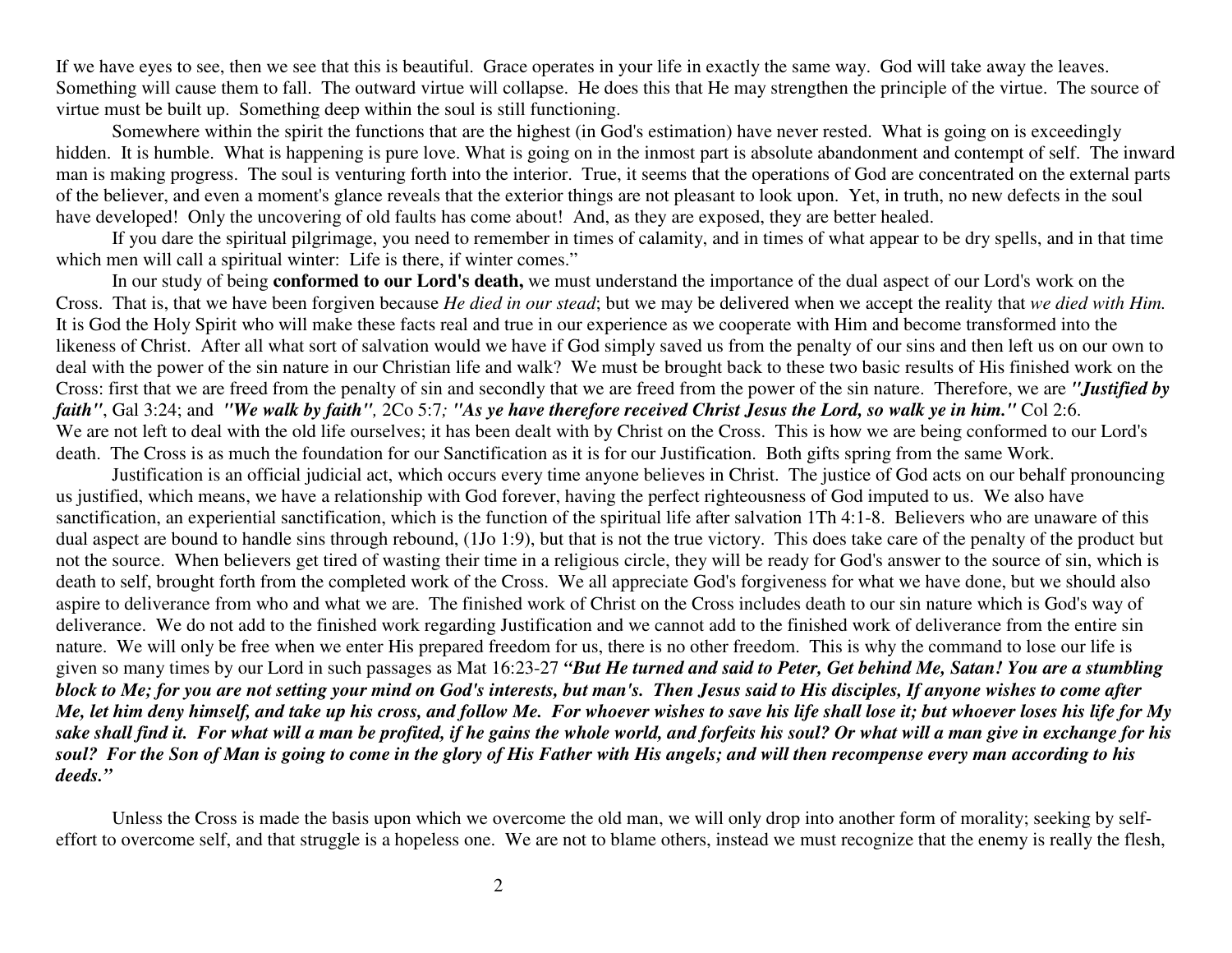If we have eyes to see, then we see that this is beautiful. Grace operates in your life in exactly the same way. God will take away the leaves. Something will cause them to fall. The outward virtue will collapse. He does this that He may strengthen the principle of the virtue. The source of virtue must be built up. Something deep within the soul is still functioning.

Somewhere within the spirit the functions that are the highest (in God's estimation) have never rested. What is going on is exceedingly hidden. It is humble. What is happening is pure love. What is going on in the inmost part is absolute abandonment and contempt of self. The inward man is making progress. The soul is venturing forth into the interior. True, it seems that the operations of God are concentrated on the external parts of the believer, and even a moment's glance reveals that the exterior things are not pleasant to look upon. Yet, in truth, no new defects in the soul have developed! Only the uncovering of old faults has come about! And, as they are exposed, they are better healed.

If you dare the spiritual pilgrimage, you need to remember in times of calamity, and in times of what appear to be dry spells, and in that time which men will call a spiritual winter: Life is there, if winter comes."

In our study of being **conformed to our Lord's death,** we must understand the importance of the dual aspect of our Lord's work on the Cross. That is, that we have been forgiven because *He died in our stead*; but we may be delivered when we accept the reality that *we died with Him.* It is God the Holy Spirit who will make these facts real and true in our experience as we cooperate with Him and become transformed into the likeness of Christ. After all what sort of salvation would we have if God simply saved us from the penalty of our sins and then left us on our own to deal with the power of the sin nature in our Christian life and walk? We must be brought back to these two basic results of His finished work on the Cross: first that we are freed from the penalty of sin and secondly that we are freed from the power of the sin nature. Therefore, we are ***"Justified by faith"***, Gal 3:24; and ***"We walk by faith"***, 2Co 5:7; ***"As ye have therefore received Christ Jesus the Lord, so walk ye in him."*** Col 2:6. We are not left to deal with the old life ourselves; it has been dealt with by Christ on the Cross. This is how we are being conformed to our Lord's death. The Cross is as much the foundation for our Sanctification as it is for our Justification. Both gifts spring from the same Work.

Justification is an official judicial act, which occurs every time anyone believes in Christ. The justice of God acts on our behalf pronouncing us justified, which means, we have a relationship with God forever, having the perfect righteousness of God imputed to us. We also have sanctification, an experiential sanctification, which is the function of the spiritual life after salvation 1Th 4:1-8. Believers who are unaware of this dual aspect are bound to handle sins through rebound, (1Jo 1:9), but that is not the true victory. This does take care of the penalty of the product but not the source. When believers get tired of wasting their time in a religious circle, they will be ready for God's answer to the source of sin, which is death to self, brought forth from the completed work of the Cross. We all appreciate God's forgiveness for what we have done, but we should also aspire to deliverance from who and what we are. The finished work of Christ on the Cross includes death to our sin nature which is God's way of deliverance. We do not add to the finished work regarding Justification and we cannot add to the finished work of deliverance from the entire sin nature. We will only be free when we enter His prepared freedom for us, there is no other freedom. This is why the command to lose our life is given so many times by our Lord in such passages as Mat 16:23-27 ***"But He turned and said to Peter, Get behind Me, Satan! You are a stumbling block to Me; for you are not setting your mind on God's interests, but man's. Then Jesus said to His disciples, If anyone wishes to come after Me, let him deny himself, and take up his cross, and follow Me. For whoever wishes to save his life shall lose it; but whoever loses his life for My sake shall find it. For what will a man be profited, if he gains the whole world, and forfeits his soul? Or what will a man give in exchange for his soul? For the Son of Man is going to come in the glory of His Father with His angels; and will then recompense every man according to his deeds."***

Unless the Cross is made the basis upon which we overcome the old man, we will only drop into another form of morality; seeking by self-effort to overcome self, and that struggle is a hopeless one. We are not to blame others, instead we must recognize that the enemy is really the flesh,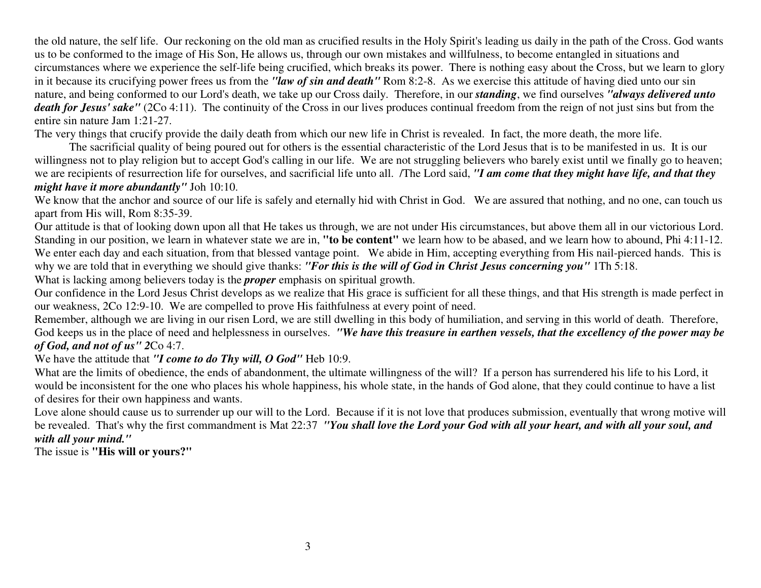the old nature, the self life. Our reckoning on the old man as crucified results in the Holy Spirit's leading us daily in the path of the Cross. God wants us to be conformed to the image of His Son, He allows us, through our own mistakes and willfulness, to become entangled in situations and circumstances where we experience the self-life being crucified, which breaks its power. There is nothing easy about the Cross, but we learn to glory in it because its crucifying power frees us from the ***"law of sin and death"*** Rom 8:2-8. As we exercise this attitude of having died unto our sin nature, and being conformed to our Lord's death, we take up our Cross daily. Therefore, in our ***standing***, we find ourselves ***"always delivered unto death for Jesus' sake"*** (2Co 4:11). The continuity of the Cross in our lives produces continual freedom from the reign of not just sins but from the entire sin nature Jam 1:21-27.

The very things that crucify provide the daily death from which our new life in Christ is revealed. In fact, the more death, the more life.

The sacrificial quality of being poured out for others is the essential characteristic of the Lord Jesus that is to be manifested in us. It is our willingness not to play religion but to accept God's calling in our life. We are not struggling believers who barely exist until we finally go to heaven; we are recipients of resurrection life for ourselves, and sacrificial life unto all. /The Lord said, ***"I am come that they might have life, and that they might have it more abundantly"*** Joh 10:10.

We know that the anchor and source of our life is safely and eternally hid with Christ in God. We are assured that nothing, and no one, can touch us apart from His will, Rom 8:35-39.

Our attitude is that of looking down upon all that He takes us through, we are not under His circumstances, but above them all in our victorious Lord. Standing in our position, we learn in whatever state we are in, **"to be content"** we learn how to be abased, and we learn how to abound, Phi 4:11-12. We enter each day and each situation, from that blessed vantage point. We abide in Him, accepting everything from His nail-pierced hands. This is why we are told that in everything we should give thanks: ***"For this is the will of God in Christ Jesus concerning you"*** 1Th 5:18.

What is lacking among believers today is the ***proper*** emphasis on spiritual growth.

Our confidence in the Lord Jesus Christ develops as we realize that His grace is sufficient for all these things, and that His strength is made perfect in our weakness, 2Co 12:9-10. We are compelled to prove His faithfulness at every point of need.

Remember, although we are living in our risen Lord, we are still dwelling in this body of humiliation, and serving in this world of death. Therefore, God keeps us in the place of need and helplessness in ourselves. ***"We have this treasure in earthen vessels, that the excellency of the power may be of God, and not of us" 2***Co 4:7.

We have the attitude that ***"I come to do Thy will, O God"*** Heb 10:9.

What are the limits of obedience, the ends of abandonment, the ultimate willingness of the will? If a person has surrendered his life to his Lord, it would be inconsistent for the one who places his whole happiness, his whole state, in the hands of God alone, that they could continue to have a list of desires for their own happiness and wants.

Love alone should cause us to surrender up our will to the Lord. Because if it is not love that produces submission, eventually that wrong motive will be revealed. That's why the first commandment is Mat 22:37 ***"You shall love the Lord your God with all your heart, and with all your soul, and with all your mind."***

The issue is **"His will or yours?"**